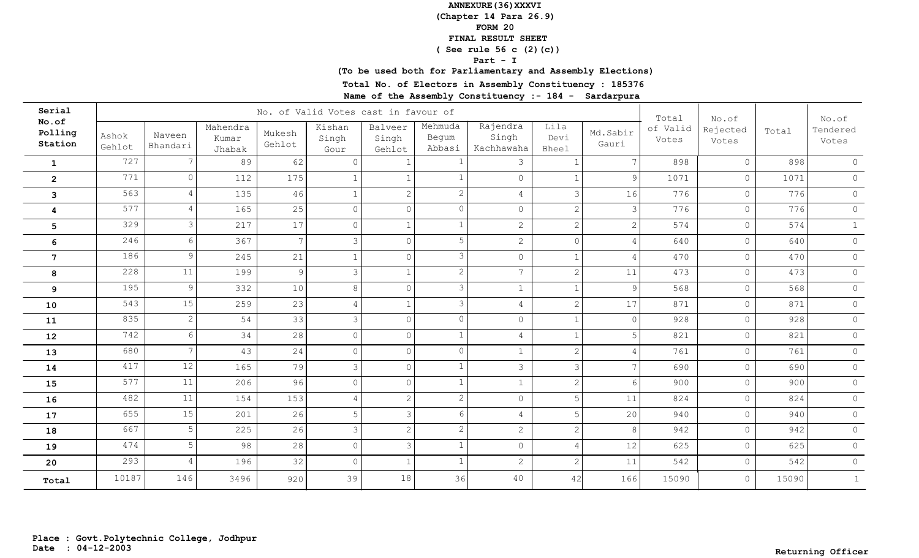**ANNEXURE(36)XXXVI**
**(Chapter 14 Para 26.9)**
**FORM 20**
**FINAL RESULT SHEET**
**( See rule 56 c (2)(c))**
**Part - I**
**(To be used both for Parliamentary and Assembly Elections)**

**Total No. of Electors in Assembly Constituency : 185376**

**Name of the Assembly Constituency :- 184 - Sardarpura**

| Serial No.of Polling Station | No. of Valid Votes cast in favour of | | | | | | | | | | Total of Valid Votes | No.of Rejected Votes | Total | No.of Tendered Votes |
|---|---|---|---|---|---|---|---|---|---|---|---|---|---|---|
| | Ashok Gehlot | Naveen Bhandari | Mahendra Kumar Jhabak | Mukesh Gehlot | Kishan Singh Gour | Balveer Singh Gehlot | Mehmuda Begum Abbasi | Rajendra Singh Kachhawaha | Lila Devi Bheel | Md.Sabir Gauri | | | | |
| 1 | 727 | 7 | 89 | 62 | 0 | 1 | 1 | 3 | 1 | 7 | 898 | 0 | 898 | 0 |
| 2 | 771 | 0 | 112 | 175 | 1 | 1 | 1 | 0 | 1 | 9 | 1071 | 0 | 1071 | 0 |
| 3 | 563 | 4 | 135 | 46 | 1 | 2 | 2 | 4 | 3 | 16 | 776 | 0 | 776 | 0 |
| 4 | 577 | 4 | 165 | 25 | 0 | 0 | 0 | 0 | 2 | 3 | 776 | 0 | 776 | 0 |
| 5 | 329 | 3 | 217 | 17 | 0 | 1 | 1 | 2 | 2 | 2 | 574 | 0 | 574 | 1 |
| 6 | 246 | 6 | 367 | 7 | 3 | 0 | 5 | 2 | 0 | 4 | 640 | 0 | 640 | 0 |
| 7 | 186 | 9 | 245 | 21 | 1 | 0 | 3 | 0 | 1 | 4 | 470 | 0 | 470 | 0 |
| 8 | 228 | 11 | 199 | 9 | 3 | 1 | 2 | 7 | 2 | 11 | 473 | 0 | 473 | 0 |
| 9 | 195 | 9 | 332 | 10 | 8 | 0 | 3 | 1 | 1 | 9 | 568 | 0 | 568 | 0 |
| 10 | 543 | 15 | 259 | 23 | 4 | 1 | 3 | 4 | 2 | 17 | 871 | 0 | 871 | 0 |
| 11 | 835 | 2 | 54 | 33 | 3 | 0 | 0 | 0 | 1 | 0 | 928 | 0 | 928 | 0 |
| 12 | 742 | 6 | 34 | 28 | 0 | 0 | 1 | 4 | 1 | 5 | 821 | 0 | 821 | 0 |
| 13 | 680 | 7 | 43 | 24 | 0 | 0 | 0 | 1 | 2 | 4 | 761 | 0 | 761 | 0 |
| 14 | 417 | 12 | 165 | 79 | 3 | 0 | 1 | 3 | 3 | 7 | 690 | 0 | 690 | 0 |
| 15 | 577 | 11 | 206 | 96 | 0 | 0 | 1 | 1 | 2 | 6 | 900 | 0 | 900 | 0 |
| 16 | 482 | 11 | 154 | 153 | 4 | 2 | 2 | 0 | 5 | 11 | 824 | 0 | 824 | 0 |
| 17 | 655 | 15 | 201 | 26 | 5 | 3 | 6 | 4 | 5 | 20 | 940 | 0 | 940 | 0 |
| 18 | 667 | 5 | 225 | 26 | 3 | 2 | 2 | 2 | 2 | 8 | 942 | 0 | 942 | 0 |
| 19 | 474 | 5 | 98 | 28 | 0 | 3 | 1 | 0 | 4 | 12 | 625 | 0 | 625 | 0 |
| 20 | 293 | 4 | 196 | 32 | 0 | 1 | 1 | 2 | 2 | 11 | 542 | 0 | 542 | 0 |
| Total | 10187 | 146 | 3496 | 920 | 39 | 18 | 36 | 40 | 42 | 166 | 15090 | 0 | 15090 | 1 |

**Place : Govt.Polytechnic College, Jodhpur**
**Date : 04-12-2003**

**Returning Officer**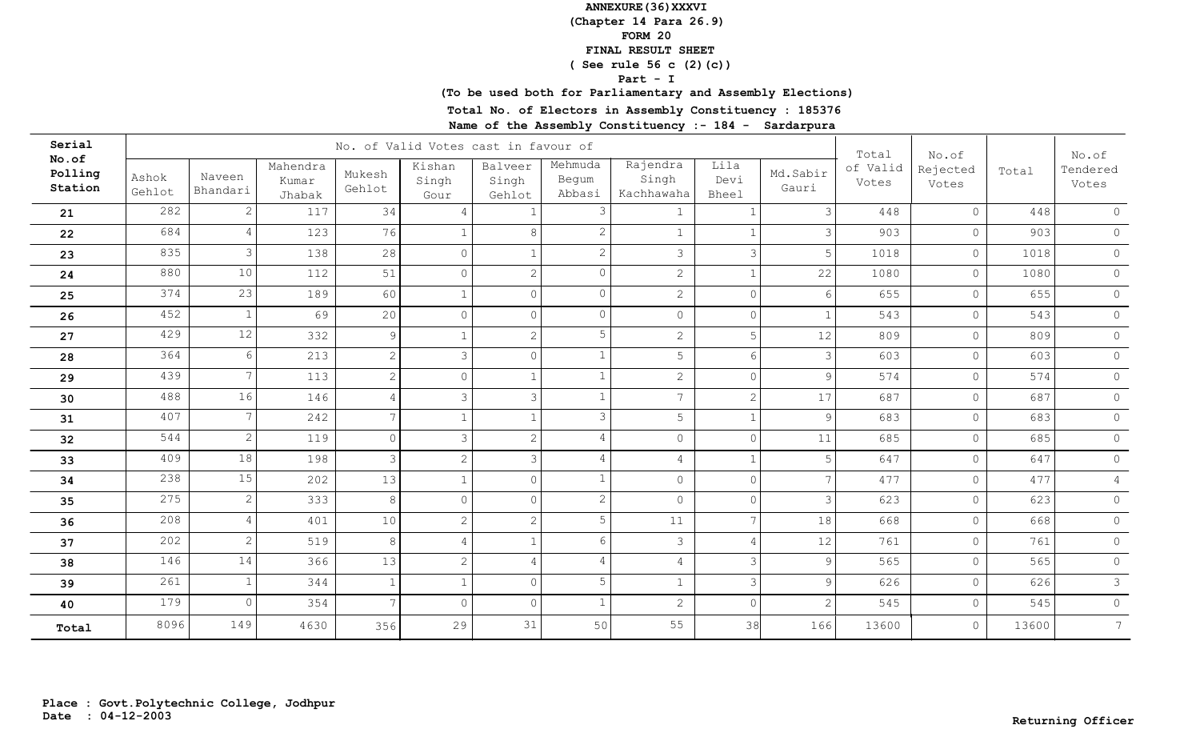**ANNEXURE(36)XXXVI**
**(Chapter 14 Para 26.9)**
**FORM 20**
**FINAL RESULT SHEET**
**( See rule 56 c (2)(c))**
**Part - I**
**(To be used both for Parliamentary and Assembly Elections)**

**Total No. of Electors in Assembly Constituency : 185376**

**Name of the Assembly Constituency :- 184 - Sardarpura**

| Serial No.of Polling Station | No. of Valid Votes cast in favour of | | | | | | | | | | Total of Valid Votes | No.of Rejected Votes | Total | No.of Tendered Votes |
|---|---|---|---|---|---|---|---|---|---|---|---|---|---|---|
| | Ashok Gehlot | Naveen Bhandari | Mahendra Kumar Jhabak | Mukesh Gehlot | Kishan Singh Gour | Balveer Singh Gehlot | Mehmuda Begum Abbasi | Rajendra Singh Kachhawaha | Lila Devi Bheel | Md.Sabir Gauri | | | | |
| **21** | 282 | 2 | 117 | 34 | 4 | 1 | 3 | 1 | 1 | 3 | 448 | 0 | 448 | 0 |
| **22** | 684 | 4 | 123 | 76 | 1 | 8 | 2 | 1 | 1 | 3 | 903 | 0 | 903 | 0 |
| **23** | 835 | 3 | 138 | 28 | 0 | 1 | 2 | 3 | 3 | 5 | 1018 | 0 | 1018 | 0 |
| **24** | 880 | 10 | 112 | 51 | 0 | 2 | 0 | 2 | 1 | 22 | 1080 | 0 | 1080 | 0 |
| **25** | 374 | 23 | 189 | 60 | 1 | 0 | 0 | 2 | 0 | 6 | 655 | 0 | 655 | 0 |
| **26** | 452 | 1 | 69 | 20 | 0 | 0 | 0 | 0 | 0 | 1 | 543 | 0 | 543 | 0 |
| **27** | 429 | 12 | 332 | 9 | 1 | 2 | 5 | 2 | 5 | 12 | 809 | 0 | 809 | 0 |
| **28** | 364 | 6 | 213 | 2 | 3 | 0 | 1 | 5 | 6 | 3 | 603 | 0 | 603 | 0 |
| **29** | 439 | 7 | 113 | 2 | 0 | 1 | 1 | 2 | 0 | 9 | 574 | 0 | 574 | 0 |
| **30** | 488 | 16 | 146 | 4 | 3 | 3 | 1 | 7 | 2 | 17 | 687 | 0 | 687 | 0 |
| **31** | 407 | 7 | 242 | 7 | 1 | 1 | 3 | 5 | 1 | 9 | 683 | 0 | 683 | 0 |
| **32** | 544 | 2 | 119 | 0 | 3 | 2 | 4 | 0 | 0 | 11 | 685 | 0 | 685 | 0 |
| **33** | 409 | 18 | 198 | 3 | 2 | 3 | 4 | 4 | 1 | 5 | 647 | 0 | 647 | 0 |
| **34** | 238 | 15 | 202 | 13 | 1 | 0 | 1 | 0 | 0 | 7 | 477 | 0 | 477 | 4 |
| **35** | 275 | 2 | 333 | 8 | 0 | 0 | 2 | 0 | 0 | 3 | 623 | 0 | 623 | 0 |
| **36** | 208 | 4 | 401 | 10 | 2 | 2 | 5 | 11 | 7 | 18 | 668 | 0 | 668 | 0 |
| **37** | 202 | 2 | 519 | 8 | 4 | 1 | 6 | 3 | 4 | 12 | 761 | 0 | 761 | 0 |
| **38** | 146 | 14 | 366 | 13 | 2 | 4 | 4 | 4 | 3 | 9 | 565 | 0 | 565 | 0 |
| **39** | 261 | 1 | 344 | 1 | 1 | 0 | 5 | 1 | 3 | 9 | 626 | 0 | 626 | 3 |
| **40** | 179 | 0 | 354 | 7 | 0 | 0 | 1 | 2 | 0 | 2 | 545 | 0 | 545 | 0 |
| **Total** | 8096 | 149 | 4630 | 356 | 29 | 31 | 50 | 55 | 38 | 166 | 13600 | 0 | 13600 | 7 |

**Place : Govt.Polytechnic College, Jodhpur**
**Date : 04-12-2003**

**Returning Officer**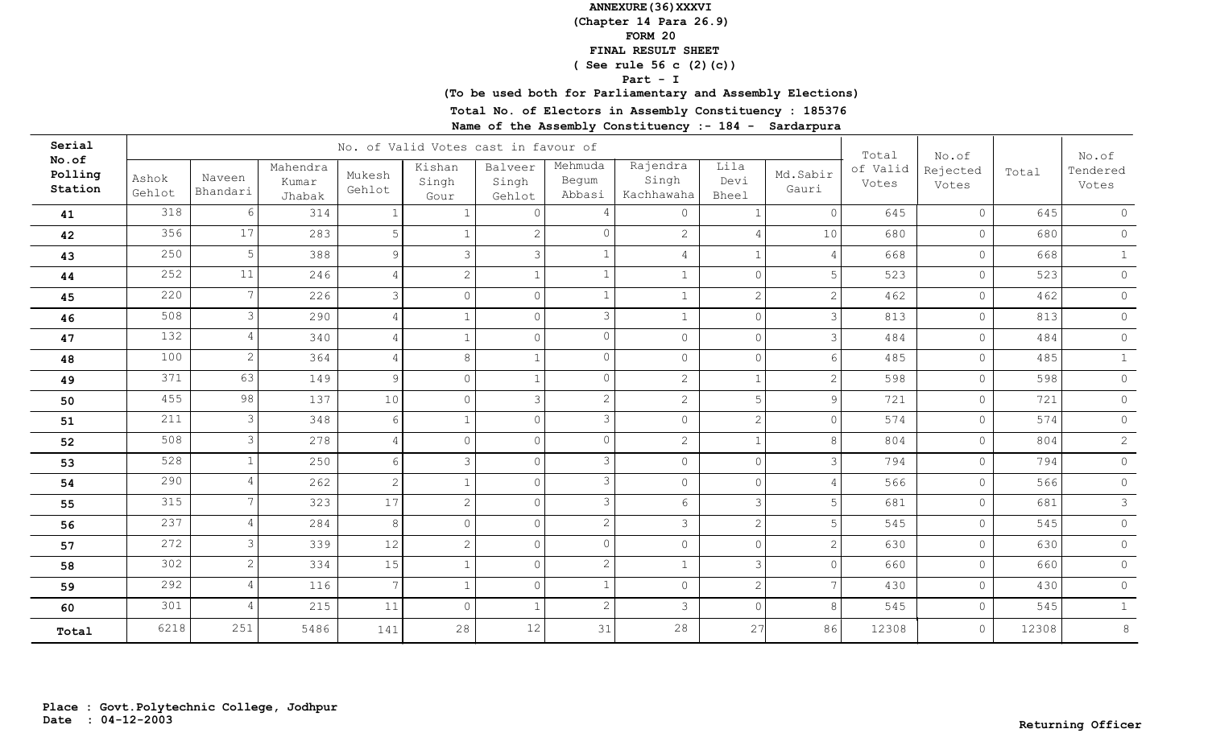**ANNEXURE(36)XXXVI**
**(Chapter 14 Para 26.9)**
**FORM 20**
**FINAL RESULT SHEET**
**( See rule 56 c (2)(c))**
**Part - I**
**(To be used both for Parliamentary and Assembly Elections)**
**Total No. of Electors in Assembly Constituency : 185376**
**Name of the Assembly Constituency :- 184 - Sardarpura**

| Serial No.of Polling Station | No. of Valid Votes cast in favour of | | | | | | | | | | Total of Valid Votes | No.of Rejected Votes | Total | No.of Tendered Votes |
|---|---|---|---|---|---|---|---|---|---|---|---|---|---|---|
| | Ashok Gehlot | Naveen Bhandari | Mahendra Kumar Jhabak | Mukesh Gehlot | Kishan Singh Gour | Balveer Singh Gehlot | Mehmuda Begum Abbasi | Rajendra Singh Kachhawaha | Lila Devi Bheel | Md.Sabir Gauri | | | | |
| 41 | 318 | 6 | 314 | 1 | 1 | 0 | 4 | 0 | 1 | 0 | 645 | 0 | 645 | 0 |
| 42 | 356 | 17 | 283 | 5 | 1 | 2 | 0 | 2 | 4 | 10 | 680 | 0 | 680 | 0 |
| 43 | 250 | 5 | 388 | 9 | 3 | 3 | 1 | 4 | 1 | 4 | 668 | 0 | 668 | 1 |
| 44 | 252 | 11 | 246 | 4 | 2 | 1 | 1 | 1 | 0 | 5 | 523 | 0 | 523 | 0 |
| 45 | 220 | 7 | 226 | 3 | 0 | 0 | 1 | 1 | 2 | 2 | 462 | 0 | 462 | 0 |
| 46 | 508 | 3 | 290 | 4 | 1 | 0 | 3 | 1 | 0 | 3 | 813 | 0 | 813 | 0 |
| 47 | 132 | 4 | 340 | 4 | 1 | 0 | 0 | 0 | 0 | 3 | 484 | 0 | 484 | 0 |
| 48 | 100 | 2 | 364 | 4 | 8 | 1 | 0 | 0 | 0 | 6 | 485 | 0 | 485 | 1 |
| 49 | 371 | 63 | 149 | 9 | 0 | 1 | 0 | 2 | 1 | 2 | 598 | 0 | 598 | 0 |
| 50 | 455 | 98 | 137 | 10 | 0 | 3 | 2 | 2 | 5 | 9 | 721 | 0 | 721 | 0 |
| 51 | 211 | 3 | 348 | 6 | 1 | 0 | 3 | 0 | 2 | 0 | 574 | 0 | 574 | 0 |
| 52 | 508 | 3 | 278 | 4 | 0 | 0 | 0 | 2 | 1 | 8 | 804 | 0 | 804 | 2 |
| 53 | 528 | 1 | 250 | 6 | 3 | 0 | 3 | 0 | 0 | 3 | 794 | 0 | 794 | 0 |
| 54 | 290 | 4 | 262 | 2 | 1 | 0 | 3 | 0 | 0 | 4 | 566 | 0 | 566 | 0 |
| 55 | 315 | 7 | 323 | 17 | 2 | 0 | 3 | 6 | 3 | 5 | 681 | 0 | 681 | 3 |
| 56 | 237 | 4 | 284 | 8 | 0 | 0 | 2 | 3 | 2 | 5 | 545 | 0 | 545 | 0 |
| 57 | 272 | 3 | 339 | 12 | 2 | 0 | 0 | 0 | 0 | 2 | 630 | 0 | 630 | 0 |
| 58 | 302 | 2 | 334 | 15 | 1 | 0 | 2 | 1 | 3 | 0 | 660 | 0 | 660 | 0 |
| 59 | 292 | 4 | 116 | 7 | 1 | 0 | 1 | 0 | 2 | 7 | 430 | 0 | 430 | 0 |
| 60 | 301 | 4 | 215 | 11 | 0 | 1 | 2 | 3 | 0 | 8 | 545 | 0 | 545 | 1 |
| **Total** | 6218 | 251 | 5486 | 141 | 28 | 12 | 31 | 28 | 27 | 86 | 12308 | 0 | 12308 | 8 |

**Place : Govt.Polytechnic College, Jodhpur**
**Date : 04-12-2003**

**Returning Officer**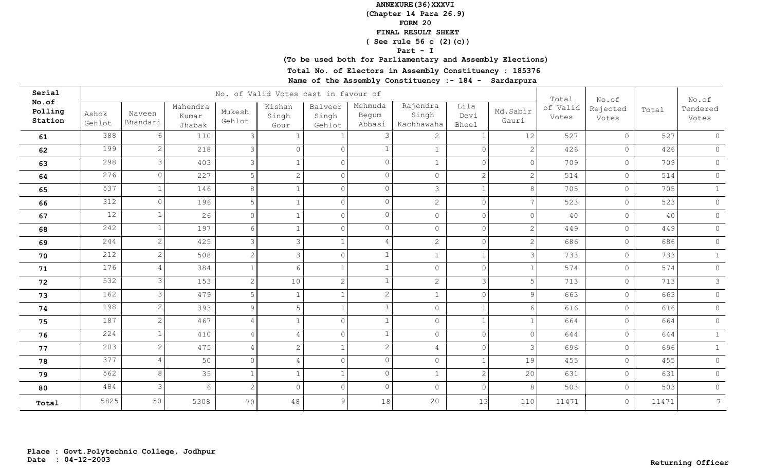**ANNEXURE(36)XXXVI**
**(Chapter 14 Para 26.9)**
**FORM 20**
**FINAL RESULT SHEET**
**( See rule 56 c (2)(c))**
**Part - I**
**(To be used both for Parliamentary and Assembly Elections)**
**Total No. of Electors in Assembly Constituency : 185376**
**Name of the Assembly Constituency :- 184 - Sardarpura**

| Serial No.of Polling Station | No. of Valid Votes cast in favour of | | | | | | | | | | Total of Valid Votes | No.of Rejected Votes | Total | No.of Tendered Votes |
|---|---|---|---|---|---|---|---|---|---|---|---|---|---|---|
| | Ashok Gehlot | Naveen Bhandari | Mahendra Kumar Jhabak | Mukesh Gehlot | Kishan Singh Gour | Balveer Singh Gehlot | Mehmuda Begum Abbasi | Rajendra Singh Kachhawaha | Lila Devi Bheel | Md.Sabir Gauri | | | | |
| **61** | 388 | 6 | 110 | 3 | 1 | 1 | 3 | 2 | 1 | 12 | 527 | 0 | 527 | 0 |
| **62** | 199 | 2 | 218 | 3 | 0 | 0 | 1 | 1 | 0 | 2 | 426 | 0 | 426 | 0 |
| **63** | 298 | 3 | 403 | 3 | 1 | 0 | 0 | 1 | 0 | 0 | 709 | 0 | 709 | 0 |
| **64** | 276 | 0 | 227 | 5 | 2 | 0 | 0 | 0 | 2 | 2 | 514 | 0 | 514 | 0 |
| **65** | 537 | 1 | 146 | 8 | 1 | 0 | 0 | 3 | 1 | 8 | 705 | 0 | 705 | 1 |
| **66** | 312 | 0 | 196 | 5 | 1 | 0 | 0 | 2 | 0 | 7 | 523 | 0 | 523 | 0 |
| **67** | 12 | 1 | 26 | 0 | 1 | 0 | 0 | 0 | 0 | 0 | 40 | 0 | 40 | 0 |
| **68** | 242 | 1 | 197 | 6 | 1 | 0 | 0 | 0 | 0 | 2 | 449 | 0 | 449 | 0 |
| **69** | 244 | 2 | 425 | 3 | 3 | 1 | 4 | 2 | 0 | 2 | 686 | 0 | 686 | 0 |
| **70** | 212 | 2 | 508 | 2 | 3 | 0 | 1 | 1 | 1 | 3 | 733 | 0 | 733 | 1 |
| **71** | 176 | 4 | 384 | 1 | 6 | 1 | 1 | 0 | 0 | 1 | 574 | 0 | 574 | 0 |
| **72** | 532 | 3 | 153 | 2 | 10 | 2 | 1 | 2 | 3 | 5 | 713 | 0 | 713 | 3 |
| **73** | 162 | 3 | 479 | 5 | 1 | 1 | 2 | 1 | 0 | 9 | 663 | 0 | 663 | 0 |
| **74** | 198 | 2 | 393 | 9 | 5 | 1 | 1 | 0 | 1 | 6 | 616 | 0 | 616 | 0 |
| **75** | 187 | 2 | 467 | 4 | 1 | 0 | 1 | 0 | 1 | 1 | 664 | 0 | 664 | 0 |
| **76** | 224 | 1 | 410 | 4 | 4 | 0 | 1 | 0 | 0 | 0 | 644 | 0 | 644 | 1 |
| **77** | 203 | 2 | 475 | 4 | 2 | 1 | 2 | 4 | 0 | 3 | 696 | 0 | 696 | 1 |
| **78** | 377 | 4 | 50 | 0 | 4 | 0 | 0 | 0 | 1 | 19 | 455 | 0 | 455 | 0 |
| **79** | 562 | 8 | 35 | 1 | 1 | 1 | 0 | 1 | 2 | 20 | 631 | 0 | 631 | 0 |
| **80** | 484 | 3 | 6 | 2 | 0 | 0 | 0 | 0 | 0 | 8 | 503 | 0 | 503 | 0 |
| **Total** | 5825 | 50 | 5308 | 70 | 48 | 9 | 18 | 20 | 13 | 110 | 11471 | 0 | 11471 | 7 |

**Place : Govt.Polytechnic College, Jodhpur**
**Date : 04-12-2003**

**Returning Officer**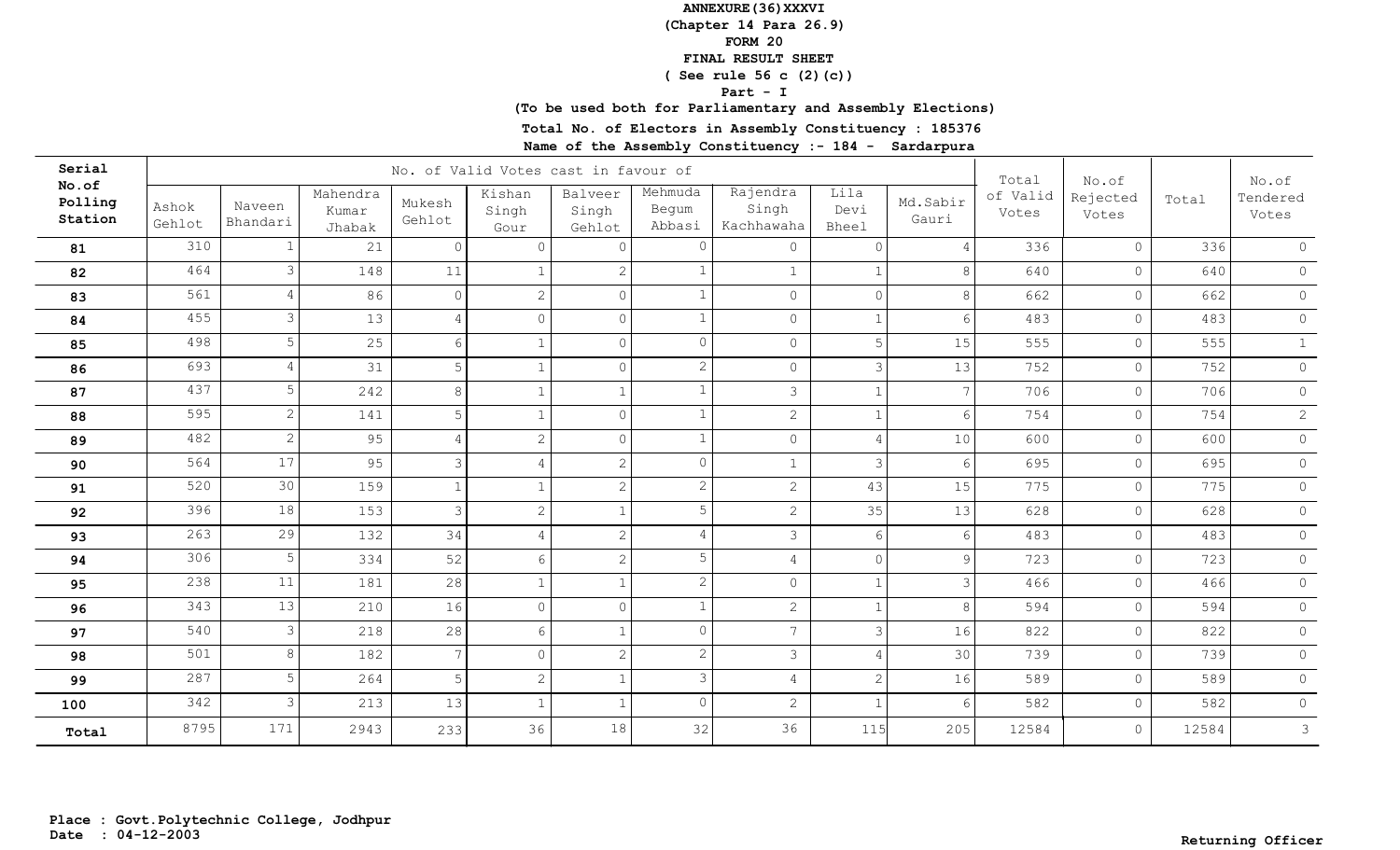**ANNEXURE(36)XXXVI**
**(Chapter 14 Para 26.9)**
**FORM 20**
**FINAL RESULT SHEET**
**( See rule 56 c (2)(c))**
**Part - I**
**(To be used both for Parliamentary and Assembly Elections)**

**Total No. of Electors in Assembly Constituency : 185376**
**Name of the Assembly Constituency :- 184 - Sardarpura**

| Serial No.of Polling Station | No. of Valid Votes cast in favour of | | | | | | | | | | Total of Valid Votes | No.of Rejected Votes | Total | No.of Tendered Votes |
|---|---|---|---|---|---|---|---|---|---|---|---|---|---|---|
| | Ashok Gehlot | Naveen Bhandari | Mahendra Kumar Jhabak | Mukesh Gehlot | Kishan Singh Gour | Balveer Singh Gehlot | Mehmuda Begum Abbasi | Rajendra Singh Kachhawaha | Lila Devi Bheel | Md.Sabir Gauri | | | | |
| 81 | 310 | 1 | 21 | 0 | 0 | 0 | 0 | 0 | 0 | 4 | 336 | 0 | 336 | 0 |
| 82 | 464 | 3 | 148 | 11 | 1 | 2 | 1 | 1 | 1 | 8 | 640 | 0 | 640 | 0 |
| 83 | 561 | 4 | 86 | 0 | 2 | 0 | 1 | 0 | 0 | 8 | 662 | 0 | 662 | 0 |
| 84 | 455 | 3 | 13 | 4 | 0 | 0 | 1 | 0 | 1 | 6 | 483 | 0 | 483 | 0 |
| 85 | 498 | 5 | 25 | 6 | 1 | 0 | 0 | 0 | 5 | 15 | 555 | 0 | 555 | 1 |
| 86 | 693 | 4 | 31 | 5 | 1 | 0 | 2 | 0 | 3 | 13 | 752 | 0 | 752 | 0 |
| 87 | 437 | 5 | 242 | 8 | 1 | 1 | 1 | 3 | 1 | 7 | 706 | 0 | 706 | 0 |
| 88 | 595 | 2 | 141 | 5 | 1 | 0 | 1 | 2 | 1 | 6 | 754 | 0 | 754 | 2 |
| 89 | 482 | 2 | 95 | 4 | 2 | 0 | 1 | 0 | 4 | 10 | 600 | 0 | 600 | 0 |
| 90 | 564 | 17 | 95 | 3 | 4 | 2 | 0 | 1 | 3 | 6 | 695 | 0 | 695 | 0 |
| 91 | 520 | 30 | 159 | 1 | 1 | 2 | 2 | 2 | 43 | 15 | 775 | 0 | 775 | 0 |
| 92 | 396 | 18 | 153 | 3 | 2 | 1 | 5 | 2 | 35 | 13 | 628 | 0 | 628 | 0 |
| 93 | 263 | 29 | 132 | 34 | 4 | 2 | 4 | 3 | 6 | 6 | 483 | 0 | 483 | 0 |
| 94 | 306 | 5 | 334 | 52 | 6 | 2 | 5 | 4 | 0 | 9 | 723 | 0 | 723 | 0 |
| 95 | 238 | 11 | 181 | 28 | 1 | 1 | 2 | 0 | 1 | 3 | 466 | 0 | 466 | 0 |
| 96 | 343 | 13 | 210 | 16 | 0 | 0 | 1 | 2 | 1 | 8 | 594 | 0 | 594 | 0 |
| 97 | 540 | 3 | 218 | 28 | 6 | 1 | 0 | 7 | 3 | 16 | 822 | 0 | 822 | 0 |
| 98 | 501 | 8 | 182 | 7 | 0 | 2 | 2 | 3 | 4 | 30 | 739 | 0 | 739 | 0 |
| 99 | 287 | 5 | 264 | 5 | 2 | 1 | 3 | 4 | 2 | 16 | 589 | 0 | 589 | 0 |
| 100 | 342 | 3 | 213 | 13 | 1 | 1 | 0 | 2 | 1 | 6 | 582 | 0 | 582 | 0 |
| Total | 8795 | 171 | 2943 | 233 | 36 | 18 | 32 | 36 | 115 | 205 | 12584 | 0 | 12584 | 3 |

**Place : Govt.Polytechnic College, Jodhpur**
**Date : 04-12-2003**

**Returning Officer**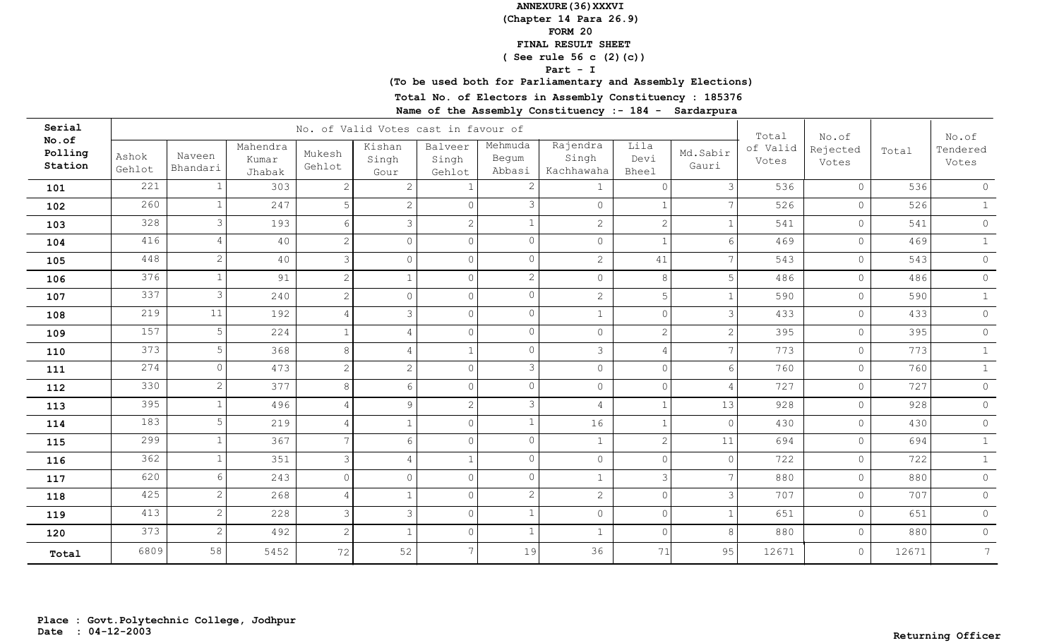**ANNEXURE(36)XXXVI**

**(Chapter 14 Para 26.9)**

**FORM 20**

**FINAL RESULT SHEET**

**( See rule 56 c (2)(c))**

**Part - I**

**(To be used both for Parliamentary and Assembly Elections)**

**Total No. of Electors in Assembly Constituency : 185376**

**Name of the Assembly Constituency :- 184 - Sardarpura**

| Serial No.of Polling Station | No. of Valid Votes cast in favour of | | | | | | | | | | Total of Valid Votes | No.of Rejected Votes | Total | No.of Tendered Votes |
|---|---|---|---|---|---|---|---|---|---|---|---|---|---|---|
| | Ashok Gehlot | Naveen Bhandari | Mahendra Kumar Jhabak | Mukesh Gehlot | Kishan Singh Gour | Balveer Singh Gehlot | Mehmuda Begum Abbasi | Rajendra Singh Kachhawaha | Lila Devi Bheel | Md.Sabir Gauri | | | | |
| **101** | 221 | 1 | 303 | 2 | 2 | 1 | 2 | 1 | 0 | 3 | 536 | 0 | 536 | 0 |
| **102** | 260 | 1 | 247 | 5 | 2 | 0 | 3 | 0 | 1 | 7 | 526 | 0 | 526 | 1 |
| **103** | 328 | 3 | 193 | 6 | 3 | 2 | 1 | 2 | 2 | 1 | 541 | 0 | 541 | 0 |
| **104** | 416 | 4 | 40 | 2 | 0 | 0 | 0 | 0 | 1 | 6 | 469 | 0 | 469 | 1 |
| **105** | 448 | 2 | 40 | 3 | 0 | 0 | 0 | 2 | 41 | 7 | 543 | 0 | 543 | 0 |
| **106** | 376 | 1 | 91 | 2 | 1 | 0 | 2 | 0 | 8 | 5 | 486 | 0 | 486 | 0 |
| **107** | 337 | 3 | 240 | 2 | 0 | 0 | 0 | 2 | 5 | 1 | 590 | 0 | 590 | 1 |
| **108** | 219 | 11 | 192 | 4 | 3 | 0 | 0 | 1 | 0 | 3 | 433 | 0 | 433 | 0 |
| **109** | 157 | 5 | 224 | 1 | 4 | 0 | 0 | 0 | 2 | 2 | 395 | 0 | 395 | 0 |
| **110** | 373 | 5 | 368 | 8 | 4 | 1 | 0 | 3 | 4 | 7 | 773 | 0 | 773 | 1 |
| **111** | 274 | 0 | 473 | 2 | 2 | 0 | 3 | 0 | 0 | 6 | 760 | 0 | 760 | 1 |
| **112** | 330 | 2 | 377 | 8 | 6 | 0 | 0 | 0 | 0 | 4 | 727 | 0 | 727 | 0 |
| **113** | 395 | 1 | 496 | 4 | 9 | 2 | 3 | 4 | 1 | 13 | 928 | 0 | 928 | 0 |
| **114** | 183 | 5 | 219 | 4 | 1 | 0 | 1 | 16 | 1 | 0 | 430 | 0 | 430 | 0 |
| **115** | 299 | 1 | 367 | 7 | 6 | 0 | 0 | 1 | 2 | 11 | 694 | 0 | 694 | 1 |
| **116** | 362 | 1 | 351 | 3 | 4 | 1 | 0 | 0 | 0 | 0 | 722 | 0 | 722 | 1 |
| **117** | 620 | 6 | 243 | 0 | 0 | 0 | 0 | 1 | 3 | 7 | 880 | 0 | 880 | 0 |
| **118** | 425 | 2 | 268 | 4 | 1 | 0 | 2 | 2 | 0 | 3 | 707 | 0 | 707 | 0 |
| **119** | 413 | 2 | 228 | 3 | 3 | 0 | 1 | 0 | 0 | 1 | 651 | 0 | 651 | 0 |
| **120** | 373 | 2 | 492 | 2 | 1 | 0 | 1 | 1 | 0 | 8 | 880 | 0 | 880 | 0 |
| **Total** | 6809 | 58 | 5452 | 72 | 52 | 7 | 19 | 36 | 71 | 95 | 12671 | 0 | 12671 | 7 |

**Place : Govt.Polytechnic College, Jodhpur**
**Date : 04-12-2003**

**Returning Officer**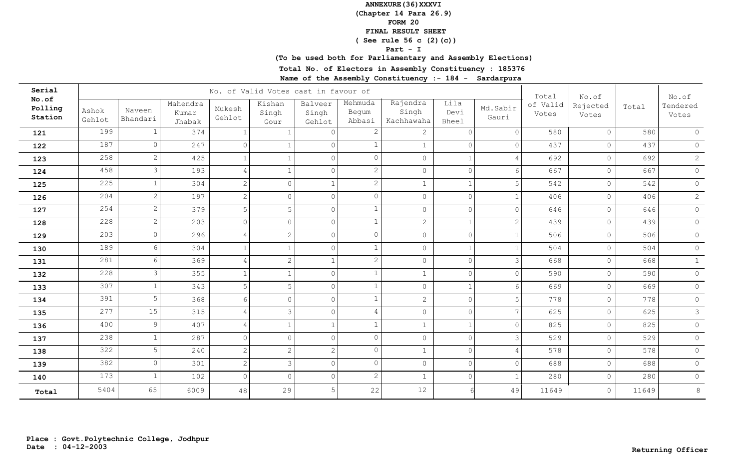**ANNEXURE(36)XXXVI**
**(Chapter 14 Para 26.9)**
**FORM 20**
**FINAL RESULT SHEET**
**( See rule 56 c (2)(c))**
**Part - I**
**(To be used both for Parliamentary and Assembly Elections)**
**Total No. of Electors in Assembly Constituency : 185376**
**Name of the Assembly Constituency :- 184 - Sardarpura**

| Serial No.of Polling Station | No. of Valid Votes cast in favour of | | | | | | | | | | Total of Valid Votes | No.of Rejected Votes | Total | No.of Tendered Votes |
|---|---|---|---|---|---|---|---|---|---|---|---|---|---|---|
| | Ashok Gehlot | Naveen Bhandari | Mahendra Kumar Jhabak | Mukesh Gehlot | Kishan Singh Gour | Balveer Singh Gehlot | Mehmuda Begum Abbasi | Rajendra Singh Kachhawaha | Lila Devi Bheel | Md.Sabir Gauri | | | | |
| 121 | 199 | 1 | 374 | 1 | 1 | 0 | 2 | 2 | 0 | 0 | 580 | 0 | 580 | 0 |
| 122 | 187 | 0 | 247 | 0 | 1 | 0 | 1 | 1 | 0 | 0 | 437 | 0 | 437 | 0 |
| 123 | 258 | 2 | 425 | 1 | 1 | 0 | 0 | 0 | 1 | 4 | 692 | 0 | 692 | 2 |
| 124 | 458 | 3 | 193 | 4 | 1 | 0 | 2 | 0 | 0 | 6 | 667 | 0 | 667 | 0 |
| 125 | 225 | 1 | 304 | 2 | 0 | 1 | 2 | 1 | 1 | 5 | 542 | 0 | 542 | 0 |
| 126 | 204 | 2 | 197 | 2 | 0 | 0 | 0 | 0 | 0 | 1 | 406 | 0 | 406 | 2 |
| 127 | 254 | 2 | 379 | 5 | 5 | 0 | 1 | 0 | 0 | 0 | 646 | 0 | 646 | 0 |
| 128 | 228 | 2 | 203 | 0 | 0 | 0 | 1 | 2 | 1 | 2 | 439 | 0 | 439 | 0 |
| 129 | 203 | 0 | 296 | 4 | 2 | 0 | 0 | 0 | 0 | 1 | 506 | 0 | 506 | 0 |
| 130 | 189 | 6 | 304 | 1 | 1 | 0 | 1 | 0 | 1 | 1 | 504 | 0 | 504 | 0 |
| 131 | 281 | 6 | 369 | 4 | 2 | 1 | 2 | 0 | 0 | 3 | 668 | 0 | 668 | 1 |
| 132 | 228 | 3 | 355 | 1 | 1 | 0 | 1 | 1 | 0 | 0 | 590 | 0 | 590 | 0 |
| 133 | 307 | 1 | 343 | 5 | 5 | 0 | 1 | 0 | 1 | 6 | 669 | 0 | 669 | 0 |
| 134 | 391 | 5 | 368 | 6 | 0 | 0 | 1 | 2 | 0 | 5 | 778 | 0 | 778 | 0 |
| 135 | 277 | 15 | 315 | 4 | 3 | 0 | 4 | 0 | 0 | 7 | 625 | 0 | 625 | 3 |
| 136 | 400 | 9 | 407 | 4 | 1 | 1 | 1 | 1 | 1 | 0 | 825 | 0 | 825 | 0 |
| 137 | 238 | 1 | 287 | 0 | 0 | 0 | 0 | 0 | 0 | 3 | 529 | 0 | 529 | 0 |
| 138 | 322 | 5 | 240 | 2 | 2 | 2 | 0 | 1 | 0 | 4 | 578 | 0 | 578 | 0 |
| 139 | 382 | 0 | 301 | 2 | 3 | 0 | 0 | 0 | 0 | 0 | 688 | 0 | 688 | 0 |
| 140 | 173 | 1 | 102 | 0 | 0 | 0 | 2 | 1 | 0 | 1 | 280 | 0 | 280 | 0 |
| Total | 5404 | 65 | 6009 | 48 | 29 | 5 | 22 | 12 | 6 | 49 | 11649 | 0 | 11649 | 8 |

**Place : Govt.Polytechnic College, Jodhpur**
**Date : 04-12-2003**

**Returning Officer**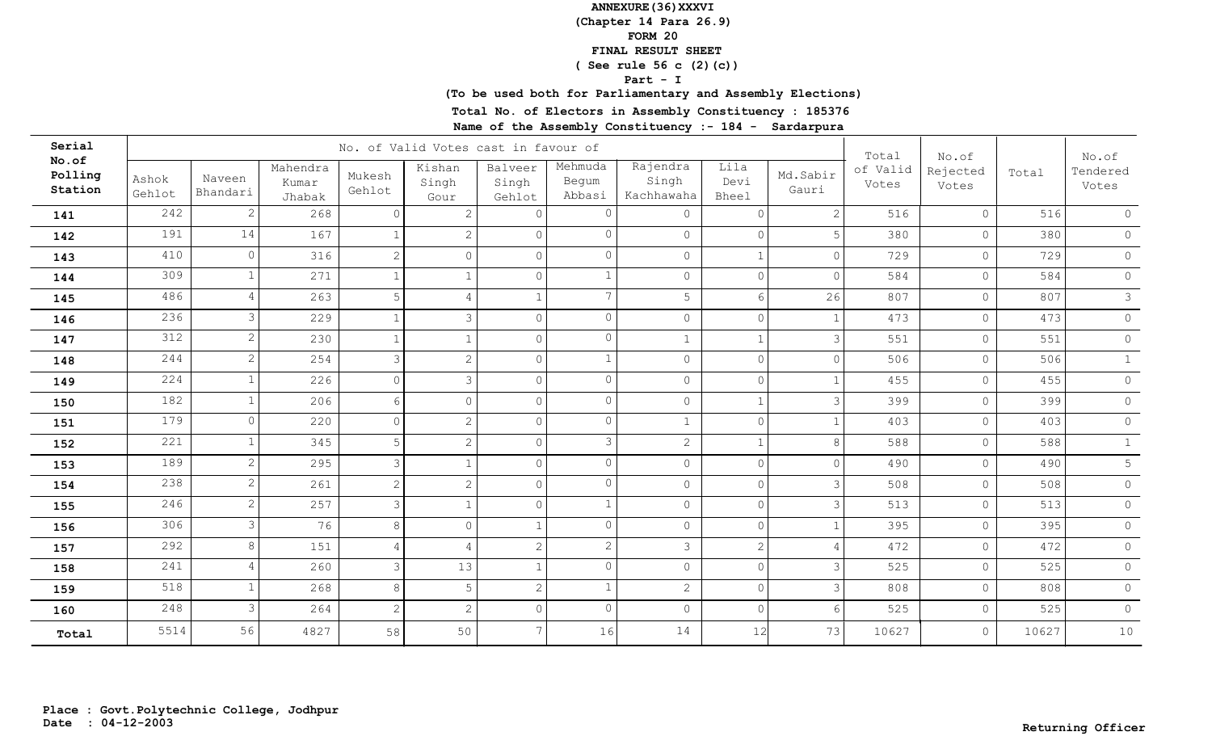**ANNEXURE(36)XXXVI**
**(Chapter 14 Para 26.9)**
**FORM 20**
**FINAL RESULT SHEET**
**( See rule 56 c (2)(c))**
**Part - I**
**(To be used both for Parliamentary and Assembly Elections)**

**Total No. of Electors in Assembly Constituency : 185376**

**Name of the Assembly Constituency :- 184 - Sardarpura**

| Serial No.of Polling Station | No. of Valid Votes cast in favour of | | | | | | | | | | Total of Valid Votes | No.of Rejected Votes | Total | No.of Tendered Votes |
|---|---|---|---|---|---|---|---|---|---|---|---|---|---|---|
| | Ashok Gehlot | Naveen Bhandari | Mahendra Kumar Jhabak | Mukesh Gehlot | Kishan Singh Gour | Balveer Singh Gehlot | Mehmuda Begum Abbasi | Rajendra Singh Kachhawaha | Lila Devi Bheel | Md.Sabir Gauri | | | | |
| 141 | 242 | 2 | 268 | 0 | 2 | 0 | 0 | 0 | 0 | 2 | 516 | 0 | 516 | 0 |
| 142 | 191 | 14 | 167 | 1 | 2 | 0 | 0 | 0 | 0 | 5 | 380 | 0 | 380 | 0 |
| 143 | 410 | 0 | 316 | 2 | 0 | 0 | 0 | 0 | 1 | 0 | 729 | 0 | 729 | 0 |
| 144 | 309 | 1 | 271 | 1 | 1 | 0 | 1 | 0 | 0 | 0 | 584 | 0 | 584 | 0 |
| 145 | 486 | 4 | 263 | 5 | 4 | 1 | 7 | 5 | 6 | 26 | 807 | 0 | 807 | 3 |
| 146 | 236 | 3 | 229 | 1 | 3 | 0 | 0 | 0 | 0 | 1 | 473 | 0 | 473 | 0 |
| 147 | 312 | 2 | 230 | 1 | 1 | 0 | 0 | 1 | 1 | 3 | 551 | 0 | 551 | 0 |
| 148 | 244 | 2 | 254 | 3 | 2 | 0 | 1 | 0 | 0 | 0 | 506 | 0 | 506 | 1 |
| 149 | 224 | 1 | 226 | 0 | 3 | 0 | 0 | 0 | 0 | 1 | 455 | 0 | 455 | 0 |
| 150 | 182 | 1 | 206 | 6 | 0 | 0 | 0 | 0 | 1 | 3 | 399 | 0 | 399 | 0 |
| 151 | 179 | 0 | 220 | 0 | 2 | 0 | 0 | 1 | 0 | 1 | 403 | 0 | 403 | 0 |
| 152 | 221 | 1 | 345 | 5 | 2 | 0 | 3 | 2 | 1 | 8 | 588 | 0 | 588 | 1 |
| 153 | 189 | 2 | 295 | 3 | 1 | 0 | 0 | 0 | 0 | 0 | 490 | 0 | 490 | 5 |
| 154 | 238 | 2 | 261 | 2 | 2 | 0 | 0 | 0 | 0 | 3 | 508 | 0 | 508 | 0 |
| 155 | 246 | 2 | 257 | 3 | 1 | 0 | 1 | 0 | 0 | 3 | 513 | 0 | 513 | 0 |
| 156 | 306 | 3 | 76 | 8 | 0 | 1 | 0 | 0 | 0 | 1 | 395 | 0 | 395 | 0 |
| 157 | 292 | 8 | 151 | 4 | 4 | 2 | 2 | 3 | 2 | 4 | 472 | 0 | 472 | 0 |
| 158 | 241 | 4 | 260 | 3 | 13 | 1 | 0 | 0 | 0 | 3 | 525 | 0 | 525 | 0 |
| 159 | 518 | 1 | 268 | 8 | 5 | 2 | 1 | 2 | 0 | 3 | 808 | 0 | 808 | 0 |
| 160 | 248 | 3 | 264 | 2 | 2 | 0 | 0 | 0 | 0 | 6 | 525 | 0 | 525 | 0 |
| Total | 5514 | 56 | 4827 | 58 | 50 | 7 | 16 | 14 | 12 | 73 | 10627 | 0 | 10627 | 10 |

**Place : Govt.Polytechnic College, Jodhpur**
**Date : 04-12-2003**

**Returning Officer**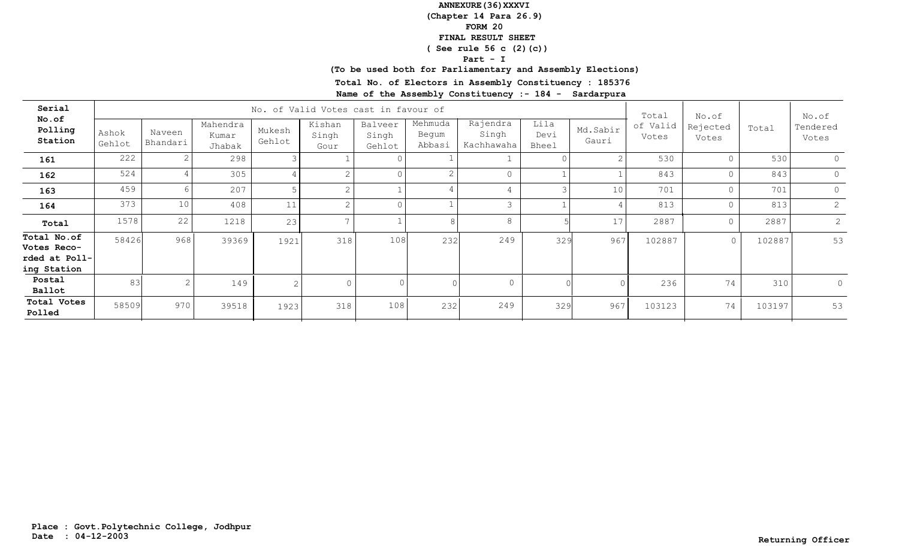**ANNEXURE(36)XXXVI**
**(Chapter 14 Para 26.9)**
**FORM 20**
**FINAL RESULT SHEET**
**( See rule 56 c (2)(c))**
**Part - I**
**(To be used both for Parliamentary and Assembly Elections)**
**Total No. of Electors in Assembly Constituency : 185376**
**Name of the Assembly Constituency :- 184 - Sardarpura**

| Serial No.of Polling Station | No. of Valid Votes cast in favour of | | | | | | | | | | Total of Valid Votes | No.of Rejected Votes | Total | No.of Tendered Votes |
|---|---|---|---|---|---|---|---|---|---|---|---|---|---|---|
| | Ashok Gehlot | Naveen Bhandari | Mahendra Kumar Jhabak | Mukesh Gehlot | Kishan Singh Gour | Balveer Singh Gehlot | Mehmuda Begum Abbasi | Rajendra Singh Kachhawaha | Lila Devi Bheel | Md.Sabir Gauri | | | | |
| **161** | 222 | 2 | 298 | 3 | 1 | 0 | 1 | 1 | 0 | 2 | 530 | 0 | 530 | 0 |
| **162** | 524 | 4 | 305 | 4 | 2 | 0 | 2 | 0 | 1 | 1 | 843 | 0 | 843 | 0 |
| **163** | 459 | 6 | 207 | 5 | 2 | 1 | 4 | 4 | 3 | 10 | 701 | 0 | 701 | 0 |
| **164** | 373 | 10 | 408 | 11 | 2 | 0 | 1 | 3 | 1 | 4 | 813 | 0 | 813 | 2 |
| **Total** | 1578 | 22 | 1218 | 23 | 7 | 1 | 8 | 8 | 5 | 17 | 2887 | 0 | 2887 | 2 |
| **Total No.of Votes Recorded at Polling Station** | 58426 | 968 | 39369 | 1921 | 318 | 108 | 232 | 249 | 329 | 967 | 102887 | 0 | 102887 | 53 |
| **Postal Ballot** | 83 | 2 | 149 | 2 | 0 | 0 | 0 | 0 | 0 | 0 | 236 | 74 | 310 | 0 |
| **Total Votes Polled** | 58509 | 970 | 39518 | 1923 | 318 | 108 | 232 | 249 | 329 | 967 | 103123 | 74 | 103197 | 53 |

**Place : Govt.Polytechnic College, Jodhpur**
**Date : 04-12-2003**

**Returning Officer**